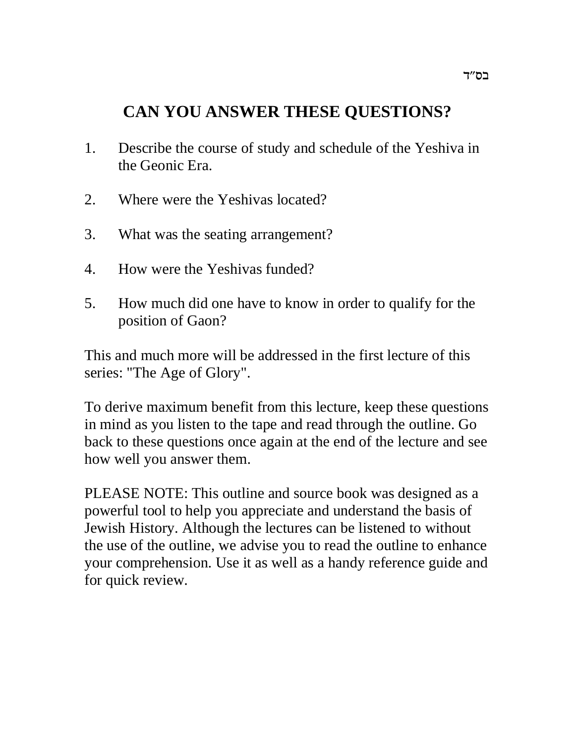בס״ד

# CAN YOU ANSWER THESE QUESTIONS?

1. Describe the course of study and schedule of the Yeshiva in the Geonic Era.

2. Where were the Yeshivas located?

3. What was the seating arrangement?

4. How were the Yeshivas funded?

5. How much did one have to know in order to qualify for the position of Gaon?

This and much more will be addressed in the first lecture of this series: "The Age of Glory".

To derive maximum benefit from this lecture, keep these questions in mind as you listen to the tape and read through the outline. Go back to these questions once again at the end of the lecture and see how well you answer them.

PLEASE NOTE: This outline and source book was designed as a powerful tool to help you appreciate and understand the basis of Jewish History. Although the lectures can be listened to without the use of the outline, we advise you to read the outline to enhance your comprehension. Use it as well as a handy reference guide and for quick review.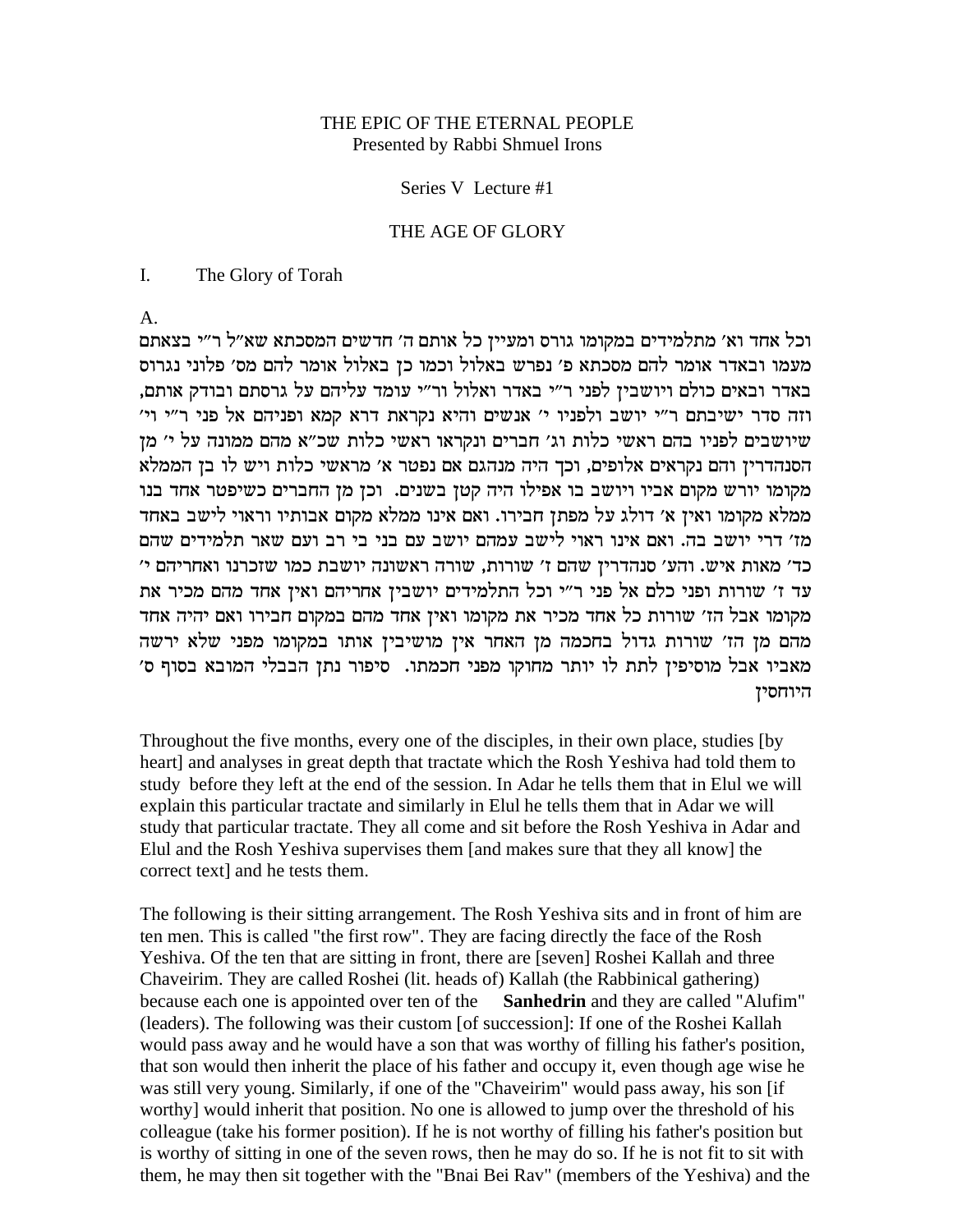THE EPIC OF THE ETERNAL PEOPLE
Presented by Rabbi Shmuel Irons

Series V Lecture #1

THE AGE OF GLORY

I. The Glory of Torah

A.

וכל אחד וא׳ מתלמידים במקומו גורס ומעיין כל אותם ה׳ חדשים המסכתא שא״ל ר״י בצאתם מעמו ובאדר אומר להם מסכתא פ׳ נפרש באלול וכמו כן באלול אומר להם מס׳ פלוני נגרוס באדר ובאים כולם ויושבין לפני ר״י באדר ואלול ור״י עומד עליהם על גרסתם ובודק אותם, וזה סדר ישיבתם ר״י יושב ולפניו י׳ אנשים והיא נקראת דרא קמא ופניהם אל פני ר״י וי׳ שיושבים לפניו בהם ראשי כלות וג׳ חברים ונקראו ראשי כלות שכ״א מהם ממונה על י׳ מן הסנהדרין והם נקראים אלופים, וכך היה מנהגם אם נפטר א׳ מראשי כלות ויש לו בן הממלא מקומו יורש מקום אביו ויושב בו ואפילו היה קטן בשנים. וכן מן החברים כשיפטר אחד בנו ממלא מקומו ואין א׳ דולג על מפתן חבירו. ואם אינו ממלא מקום אבותיו וראוי לישב באחד מז׳ דרי יושב בה. ואם אינו ראוי לישב עמהם יושב עם בני בי רב ועם שאר תלמידים שהם כד׳ מאות איש. והע׳ סנהדרין שהם ז׳ שורות, שורה ראשונה יושבת כמו שזכרנו ואחריהם י׳ עד ז׳ שורות ופני כלם אל פני ר״י וכל התלמידים יושבין אחריהם ואין אחד מהם מכיר את מקומו אבל הז׳ שורות כל אחד מכיר את מקומו ואין אחד מהם במקום חבירו ואם יהיה אחד מהם מן הז׳ שורות גדול בחכמה מן האחר אין מושיבין אותו במקומו מפני שלא ירשה מאביו אבל מוסיפין לתת לו יותר מחוקו מפני חכמתו. סיפור נתן הבבלי המובא בסוף ס׳ היוחסין

Throughout the five months, every one of the disciples, in their own place, studies [by heart] and analyses in great depth that tractate which the Rosh Yeshiva had told them to study before they left at the end of the session. In Adar he tells them that in Elul we will explain this particular tractate and similarly in Elul he tells them that in Adar we will study that particular tractate. They all come and sit before the Rosh Yeshiva in Adar and Elul and the Rosh Yeshiva supervises them [and makes sure that they all know] the correct text] and he tests them.

The following is their sitting arrangement. The Rosh Yeshiva sits and in front of him are ten men. This is called "the first row". They are facing directly the face of the Rosh Yeshiva. Of the ten that are sitting in front, there are [seven] Roshei Kallah and three Chaveirim. They are called Roshei (lit. heads of) Kallah (the Rabbinical gathering) because each one is appointed over ten of the **Sanhedrin** and they are called "Alufim" (leaders). The following was their custom [of succession]: If one of the Roshei Kallah would pass away and he would have a son that was worthy of filling his father's position, that son would then inherit the place of his father and occupy it, even though age wise he was still very young. Similarly, if one of the "Chaveirim" would pass away, his son [if worthy] would inherit that position. No one is allowed to jump over the threshold of his colleague (take his former position). If he is not worthy of filling his father's position but is worthy of sitting in one of the seven rows, then he may do so. If he is not fit to sit with them, he may then sit together with the "Bnai Bei Rav" (members of the Yeshiva) and the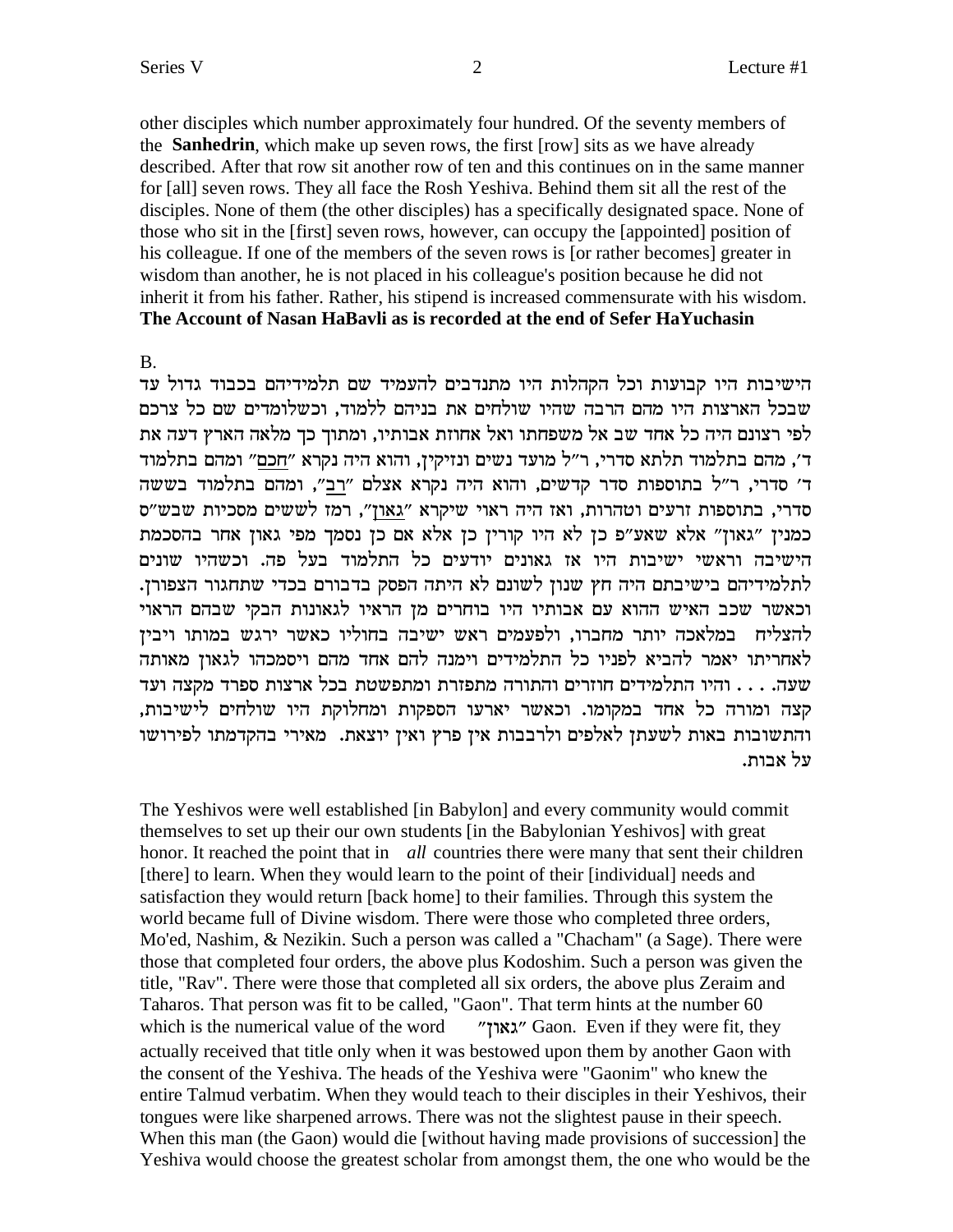other disciples which number approximately four hundred. Of the seventy members of the **Sanhedrin**, which make up seven rows, the first [row] sits as we have already described. After that row sit another row of ten and this continues on in the same manner for [all] seven rows. They all face the Rosh Yeshiva. Behind them sit all the rest of the disciples. None of them (the other disciples) has a specifically designated space. None of those who sit in the [first] seven rows, however, can occupy the [appointed] position of his colleague. If one of the members of the seven rows is [or rather becomes] greater in wisdom than another, he is not placed in his colleague's position because he did not inherit it from his father. Rather, his stipend is increased commensurate with his wisdom.
**The Account of Nasan HaBavli as is recorded at the end of Sefer HaYuchasin**

B.

הישיבות היו קבועות וכל הקהלות היו מתנדבים להעמיד שם תלמידיהם בכבוד גדול עד שבכל הארצות היו מהם הרבה שהיו שולחים את בניהם ללמוד, וכשלומדים שם כל צרכם לפי רצונם היה כל אחד שב אל משפחתו ואל אחוזת אבותיו, ומתוך כך מלאה הארץ דעה את ד', מהם בתלמוד תלתא סדרי, ר"ל מועד נשים ונזיקין, והוא היה נקרא "חכם" ומהם בתלמוד ד' סדרי, ר"ל בתוספות סדר קדשים, והוא היה נקרא אצלם "רב", ומהם בתלמוד בששה סדרי, בתוספות זרעים וטהרות, ואז היה ראוי שיקרא "גאון", רמז לששים מסכיות שבש"ס כמנין "גאון" אלא שאע"פ כן לא היו קורין כן אלא אם כן נסמך מפי גאון אחר בהסכמת הישיבה וראשי ישיבות היו אז גאונים יודעים כל התלמוד בעל פה. וכשהיו שונים לתלמידיהם בישיבתם היה חץ שנון לשונם לא היתה הפסק בדבורם בכדי שתחגור הצפורן. וכאשר שכב האיש ההוא עם אבותיו היו בוחרים מן הראיו לגאונות הבקי שבהם הראוי להצליח במלאכה יותר מחברו, ולפעמים ראש ישיבה בחוליו כאשר ירגש במותו ויבין לאחריתו יאמר להביא לפניו כל התלמידים וימנה להם אחד מהם ויסמכהו לגאון מאותה שעה. . . . והיו התלמידים חוזרים והתורה מתפזרת ומתפשטת בכל ארצות ספרד מקצה ועד קצה ומורה כל אחד במקומו. וכאשר יארעו הספקות ומחלוקת היו שולחים לישיבות, והתשובות באות לשעתן לאלפים ולרבבות אין פרץ ואין יוצאת. מאירי בהקדמתו לפירושו על אבות.

The Yeshivos were well established [in Babylon] and every community would commit themselves to set up their our own students [in the Babylonian Yeshivos] with great honor. It reached the point that in *all* countries there were many that sent their children [there] to learn. When they would learn to the point of their [individual] needs and satisfaction they would return [back home] to their families. Through this system the world became full of Divine wisdom. There were those who completed three orders, Mo'ed, Nashim, & Nezikin. Such a person was called a "Chacham" (a Sage). There were those that completed four orders, the above plus Kodoshim. Such a person was given the title, "Rav". There were those that completed all six orders, the above plus Zeraim and Taharos. That person was fit to be called, "Gaon". That term hints at the number 60 which is the numerical value of the word "גאון" Gaon. Even if they were fit, they actually received that title only when it was bestowed upon them by another Gaon with the consent of the Yeshiva. The heads of the Yeshiva were "Gaonim" who knew the entire Talmud verbatim. When they would teach to their disciples in their Yeshivos, their tongues were like sharpened arrows. There was not the slightest pause in their speech. When this man (the Gaon) would die [without having made provisions of succession] the Yeshiva would choose the greatest scholar from amongst them, the one who would be the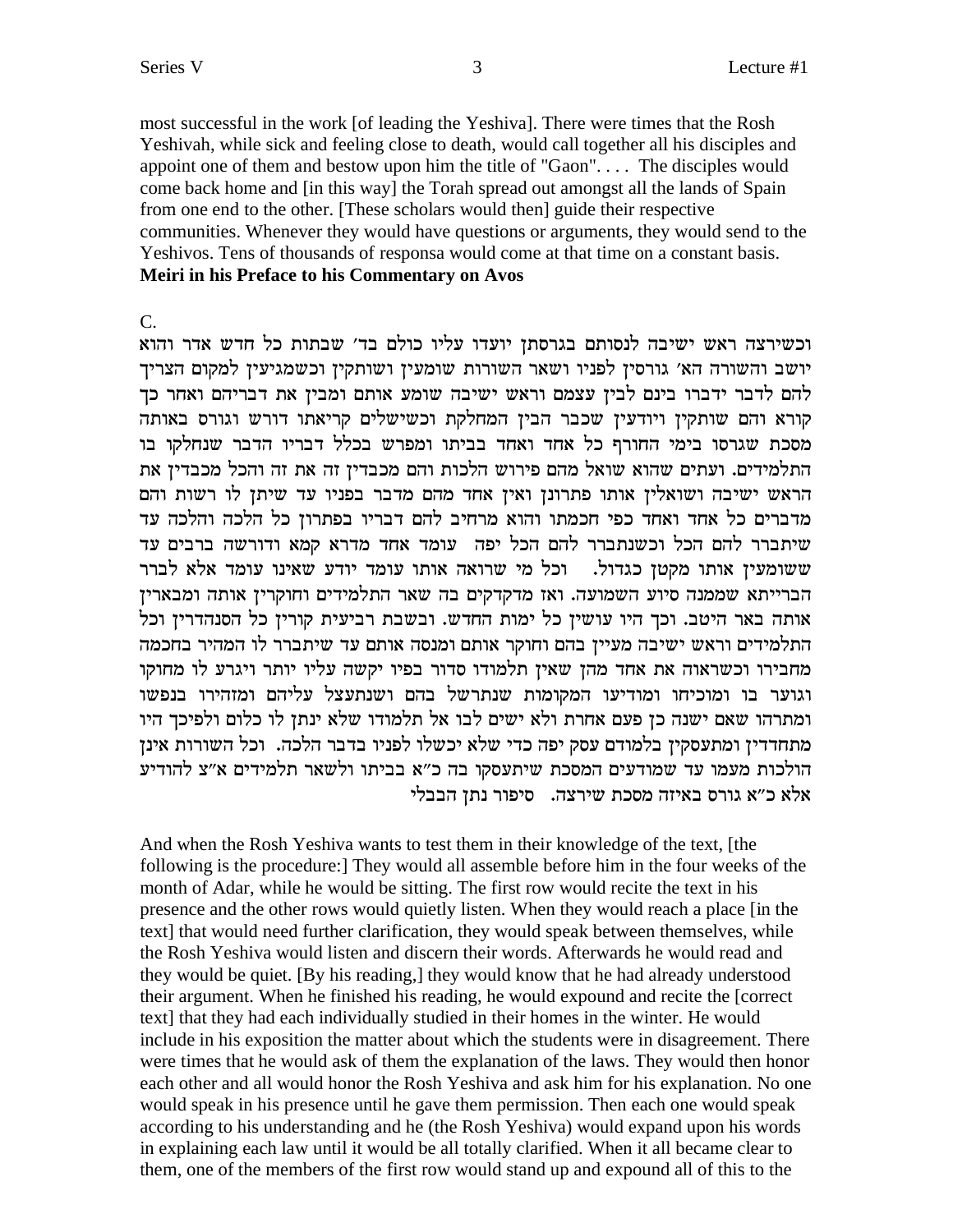most successful in the work [of leading the Yeshiva]. There were times that the Rosh Yeshivah, while sick and feeling close to death, would call together all his disciples and appoint one of them and bestow upon him the title of "Gaon". . . . The disciples would come back home and [in this way] the Torah spread out amongst all the lands of Spain from one end to the other. [These scholars would then] guide their respective communities. Whenever they would have questions or arguments, they would send to the Yeshivos. Tens of thousands of responsa would come at that time on a constant basis.
**Meiri in his Preface to his Commentary on Avos**

C.

וכשירצה ראש ישיבה לנסותם בגרסתן יועדו עליו כולם בד׳ שבתות כל חדש אדר והוא יושב והשורה הא׳ גורסין לפניו ושאר השורות שומעין ושותקין וכשמגיעין למקום הצריך להם לדבר ידברו בינם לבין עצמם וראש ישיבה שומע אותם ומבין את דבריהם ואחר כך קורא והם שותקין ויודעין שכבר הבין המחלקת וכשישלים קריאתו דורש וגורס באותה מסכת שגרסו בימי החורף כל אחד ואחד בביתו ומפרש בכלל דבריו הדבר שנחלקו בו התלמידים. ועתים שהוא שואל מהם פירוש הלכות והם מכבדין זה את זה והכל מכבדין את הראש ישיבה ושואלין אותו פתרונן ואין אחד מהם מדבר בפניו עד שיתן לו רשות והם מדברים כל אחד ואחד כפי חכמתו והוא מרחיב להם דבריו בפתרון כל הלכה והלכה עד שיתברר להם הכל וכשנתברר להם הכל יפה עומד אחד מדרא קמא ודורשה ברבים עד ששומעין אותו מקטן כגדול. וכל מי שרואה אותו עומד יודע שאינו עומד אלא לברר הברייתא שממנה סיוע השמועה. ואז מדקדקים בה שאר התלמידים וחוקרין אותה ומבארין אותה באר היטב. וכך היו עושין כל ימות החדש. ובשבת רביעית קורין כל הסנהדרין וכל התלמידים וראש ישיבה מעיין בהם וחוקר אותם ומנסה אותם עד שיתברר לו המהיר בחכמה מחבירו וכשראוה את אחד מהן שאין תלמודו סדור בפיו יקשה עליו יותר ויגרע לו מחוקו וגוער בו ומוכיחו ומודיעו המקומות שנתרשל בהם ושנתעצל עליהם ומזהירו בנפשו ומתרהו שאם ישנה כן פעם אחרת ולא ישים לבו אל תלמודו שלא ינתן לו כלום ולפיכך היו מתחדדין ומתעסקין בלמודם עסק יפה כדי שלא יכשלו לפניו בדבר הלכה. וכל השורות אינן הולכות מעמו עד שמודעים המסכת שיתעסקו בה כ״א בביתו ולשאר תלמידים א״צ להודיע אלא כ״א גורס באיזה מסכת שירצה. סיפור נתן הבבלי

And when the Rosh Yeshiva wants to test them in their knowledge of the text, [the following is the procedure:] They would all assemble before him in the four weeks of the month of Adar, while he would be sitting. The first row would recite the text in his presence and the other rows would quietly listen. When they would reach a place [in the text] that would need further clarification, they would speak between themselves, while the Rosh Yeshiva would listen and discern their words. Afterwards he would read and they would be quiet. [By his reading,] they would know that he had already understood their argument. When he finished his reading, he would expound and recite the [correct text] that they had each individually studied in their homes in the winter. He would include in his exposition the matter about which the students were in disagreement. There were times that he would ask of them the explanation of the laws. They would then honor each other and all would honor the Rosh Yeshiva and ask him for his explanation. No one would speak in his presence until he gave them permission. Then each one would speak according to his understanding and he (the Rosh Yeshiva) would expand upon his words in explaining each law until it would be all totally clarified. When it all became clear to them, one of the members of the first row would stand up and expound all of this to the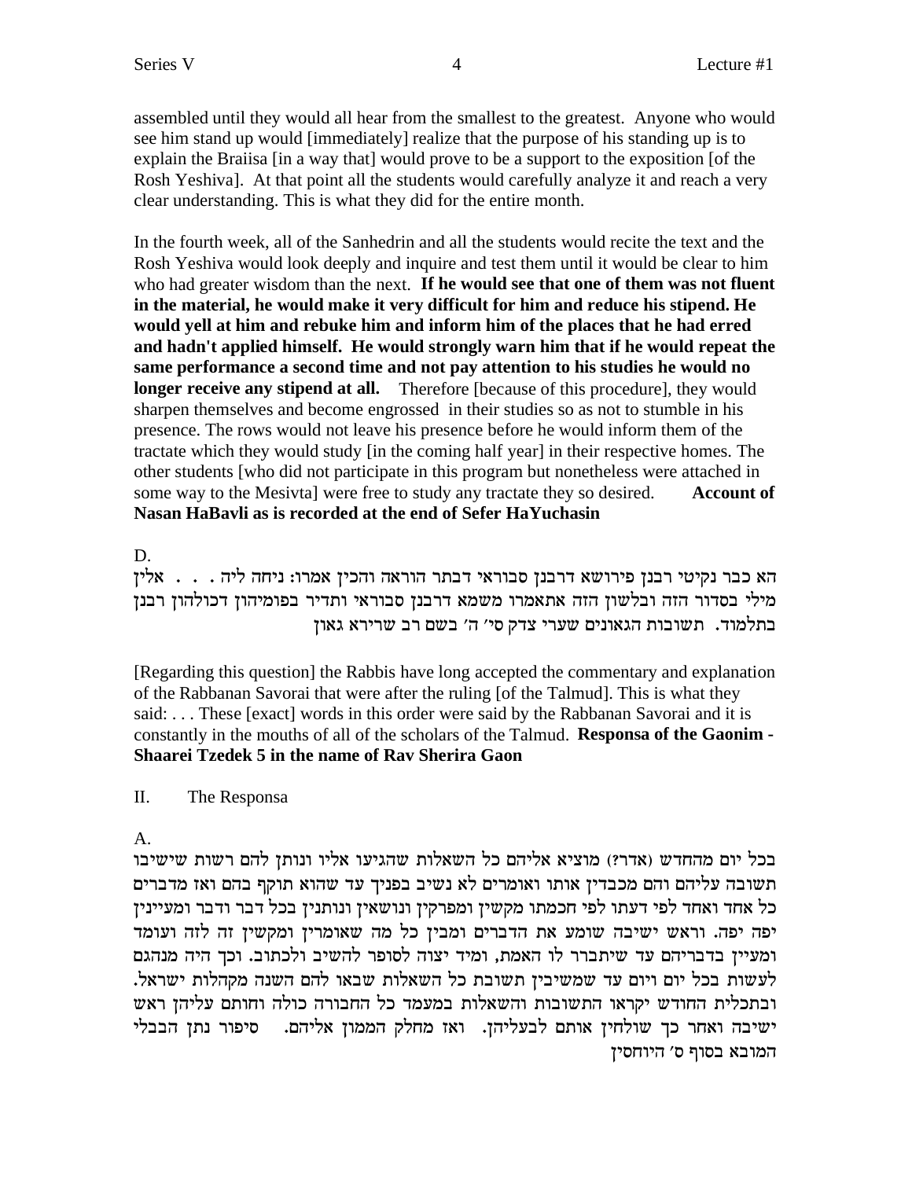assembled until they would all hear from the smallest to the greatest. Anyone who would see him stand up would [immediately] realize that the purpose of his standing up is to explain the Braiisa [in a way that] would prove to be a support to the exposition [of the Rosh Yeshiva]. At that point all the students would carefully analyze it and reach a very clear understanding. This is what they did for the entire month.

In the fourth week, all of the Sanhedrin and all the students would recite the text and the Rosh Yeshiva would look deeply and inquire and test them until it would be clear to him who had greater wisdom than the next. **If he would see that one of them was not fluent in the material, he would make it very difficult for him and reduce his stipend. He would yell at him and rebuke him and inform him of the places that he had erred and hadn't applied himself. He would strongly warn him that if he would repeat the same performance a second time and not pay attention to his studies he would no longer receive any stipend at all.** Therefore [because of this procedure], they would sharpen themselves and become engrossed in their studies so as not to stumble in his presence. The rows would not leave his presence before he would inform them of the tractate which they would study [in the coming half year] in their respective homes. The other students [who did not participate in this program but nonetheless were attached in some way to the Mesivta] were free to study any tractate they so desired. **Account of Nasan HaBavli as is recorded at the end of Sefer HaYuchasin**

D.

הא כבר נקיטי רבנן פירושא דרבנן סבוראי דבתר הוראה והכין אמרו: ניחה ליה . . . . אלין מילי בסדור הזה ובלשון הזה אתאמרו משמא דרבנן סבוראי ותדיר בפומיהון דכולהון רבנן בתלמוד. **תשובות הגאונים שערי צדק סי' ה' בשם רב שרירא גאון**

[Regarding this question] the Rabbis have long accepted the commentary and explanation of the Rabbanan Savorai that were after the ruling [of the Talmud]. This is what they said: . . . These [exact] words in this order were said by the Rabbanan Savorai and it is constantly in the mouths of all of the scholars of the Talmud. **Responsa of the Gaonim - Shaarei Tzedek 5 in the name of Rav Sherira Gaon**

II. The Responsa

A.

בכל יום מהחדש (אדר?) מוציא אליהם כל השאלות שהגיעו אליו ונותן להם רשות שישיבו תשובה עליהם והם מכבדין אותו ואומרים לא נשיב בפניך עד שהוא תוקף בהם ואז מדברים כל אחד ואחד לפי דעתו לפי חכמתו מקשין ומפרקין ונושאין ונותנין בכל דבר ודבר ומעיינין יפה יפה. וראש ישיבה שומע את הדברים ומבין כל מה שאומרין ומקשין זה לזה ועומד ומעיין בדבריהם עד שיתברר לו האמת, ומיד יצוה לסופר להשיב ולכתוב. וכך היה מנהגם לעשות בכל יום ויום עד שמשיבין תשובת כל השאלות שבאו להם השנה מקהלות ישראל. ובתכלית החודש יקראו התשובות והשאלות במעמד כל החבורה כולה וחותם עליהן ראש ישיבה ואחר כך שולחין אותם לבעליהן. ואז מחלק הממון אליהם. **סיפור נתן הבבלי המובא בסוף ס' היוחסין**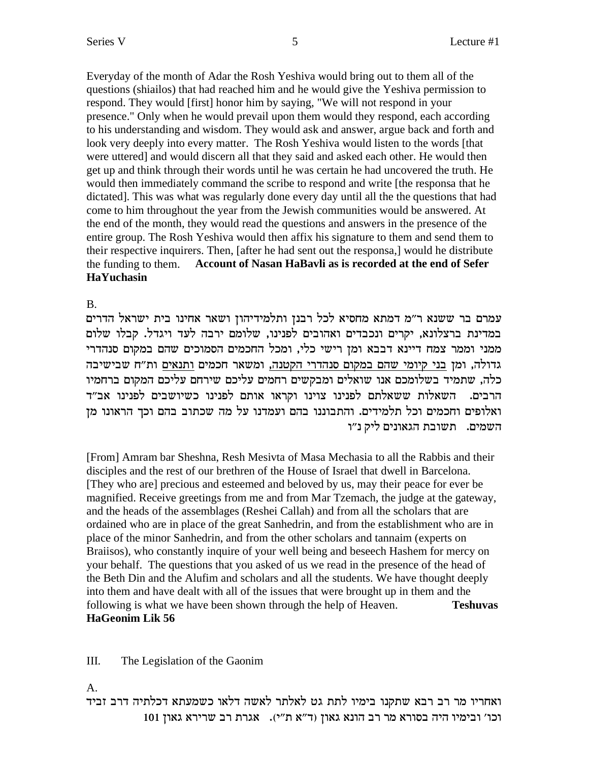Everyday of the month of Adar the Rosh Yeshiva would bring out to them all of the questions (shiailos) that had reached him and he would give the Yeshiva permission to respond. They would [first] honor him by saying, "We will not respond in your presence." Only when he would prevail upon them would they respond, each according to his understanding and wisdom. They would ask and answer, argue back and forth and look very deeply into every matter. The Rosh Yeshiva would listen to the words [that were uttered] and would discern all that they said and asked each other. He would then get up and think through their words until he was certain he had uncovered the truth. He would then immediately command the scribe to respond and write [the responsa that he dictated]. This was what was regularly done every day until all the the questions that had come to him throughout the year from the Jewish communities would be answered. At the end of the month, they would read the questions and answers in the presence of the entire group. The Rosh Yeshiva would then affix his signature to them and send them to their respective inquirers. Then, [after he had sent out the responsa,] would he distribute the funding to them. **Account of Nasan HaBavli as is recorded at the end of Sefer HaYuchasin**

B.

עמרם בר ששנא ר"מ דמתא מחסיא לכל רבנן ותלמידיהון ושאר אחינו בית ישראל הדרים במדינת ברצלונא, יקרים ונכבדים ואהובים לפנינו, שלומם ירבה לעד ויגדל. קבלו שלום ממני וממר צמח דיינא דבבא ומן רישי כלי, ומכל החכמים הסמוכים שהם במקום סנהדרי גדולה, ומן בני קיומי שהם במקום סנהדרי הקטנה, ומשאר חכמים ותנאים ות"ח שבישיבה כלה, שתמיד בשלומכם אנו שואלים ומבקשים רחמים עליכם שירחם עליכם המקום ברחמיו הרבים. השאלות ששאלתם לפנינו צוינו וקראו אותם לפנינו כשיושבים לפנינו אב"ד ואלופים וחכמים וכל תלמידים. והתבוננו בהם ועמדנו על מה שכתוב בהם וכך הראונו מן השמים. תשובת הגאונים ליק נ"ו

[From] Amram bar Sheshna, Resh Mesivta of Masa Mechasia to all the Rabbis and their disciples and the rest of our brethren of the House of Israel that dwell in Barcelona. [They who are] precious and esteemed and beloved by us, may their peace for ever be magnified. Receive greetings from me and from Mar Tzemach, the judge at the gateway, and the heads of the assemblages (Reshei Callah) and from all the scholars that are ordained who are in place of the great Sanhedrin, and from the establishment who are in place of the minor Sanhedrin, and from the other scholars and tannaim (experts on Braiisos), who constantly inquire of your well being and beseech Hashem for mercy on your behalf. The questions that you asked of us we read in the presence of the head of the Beth Din and the Alufim and scholars and all the students. We have thought deeply into them and have dealt with all of the issues that were brought up in them and the following is what we have been shown through the help of Heaven. **Teshuvas HaGeonim Lik 56**

## III. The Legislation of the Gaonim

A.

ואחריו מר רב רבא שתקנו בימיו לתת גט לאלתר לאשה דלאו כשמעתא דכלתיה דרב זביד וכו' ובימיו היה בסורא מר רב הונא גאון (ד"א ת"י). אגרת רב שרירא גאון 101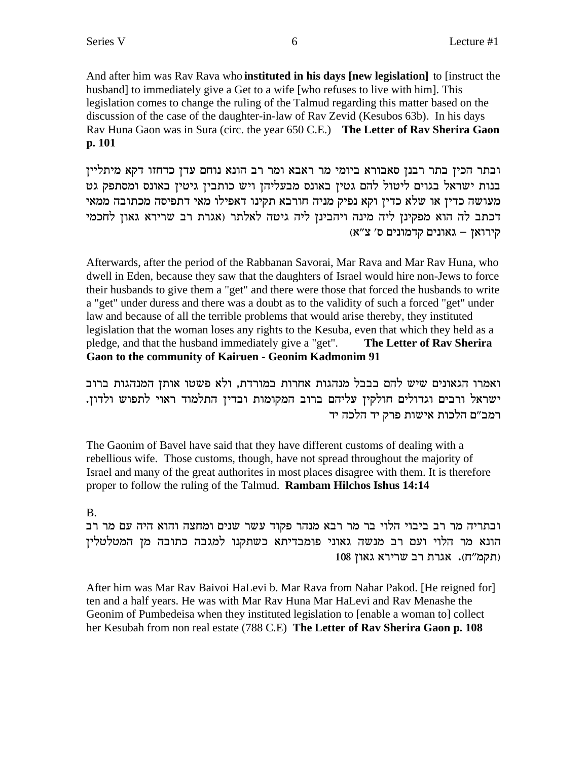And after him was Rav Rava who **instituted in his days [new legislation]** to [instruct the husband] to immediately give a Get to a wife [who refuses to live with him]. This legislation comes to change the ruling of the Talmud regarding this matter based on the discussion of the case of the daughter-in-law of Rav Zevid (Kesubos 63b). In his days Rav Huna Gaon was in Sura (circ. the year 650 C.E.) **The Letter of Rav Sherira Gaon p. 101**

ובתר הכין בתר רבנן סאבורא ביומי מר ראבא ומר רב הונא נוחם עדן כדחזו דקא מיתליין בנות ישראל בגוים ליטול להם גטין באונס מבעליהן ויש כותבין גיטין באונס ומסתפק גט מעושה כדין או שלא כדין וקא נפיק מניה חורבא תקינו דאפילו מאי דתפיסה מכתובה ממאי דכתב לה הוא מפקינן ליה מינה ויהבינן ליה גיטה לאלתר (אגרת רב שרירא גאון לחכמי קירואן – גאונים קדמונים ס׳ צ״א)

Afterwards, after the period of the Rabbanan Savorai, Mar Rava and Mar Rav Huna, who dwell in Eden, because they saw that the daughters of Israel would hire non-Jews to force their husbands to give them a "get" and there were those that forced the husbands to write a "get" under duress and there was a doubt as to the validity of such a forced "get" under law and because of all the terrible problems that would arise thereby, they instituted legislation that the woman loses any rights to the Kesuba, even that which they held as a pledge, and that the husband immediately give a "get". **The Letter of Rav Sherira Gaon to the community of Kairuen - Geonim Kadmonim 91**

ואמרו הגאונים שיש להם בבבל מנהגות אחרות במורדת, ולא פשטו אותן המנהגות ברוב ישראל ורבים וגדולים חולקין עליהם ברוב המקומות ובדין התלמוד ראוי לתפוש ולדון. רמב״ם הלכות אישות פרק יד הלכה יד

The Gaonim of Bavel have said that they have different customs of dealing with a rebellious wife. Those customs, though, have not spread throughout the majority of Israel and many of the great authorites in most places disagree with them. It is therefore proper to follow the ruling of the Talmud. **Rambam Hilchos Ishus 14:14**

B.

ובתריה מר רב ביבוי הלוי בר מר רבא מנהר פקוד עשר שנים ומחצה והוא היה עם מר רב הונא מר הלוי ועם רב מנשה גאוני פומבדיתא כשתקנו למגבה כתובה מן המטלטלין (תקמ״ח). אגרת רב שרירא גאון 108

After him was Mar Rav Baivoi HaLevi b. Mar Rava from Nahar Pakod. [He reigned for] ten and a half years. He was with Mar Rav Huna Mar HaLevi and Rav Menashe the Geonim of Pumbedeisa when they instituted legislation to [enable a woman to] collect her Kesubah from non real estate (788 C.E) **The Letter of Rav Sherira Gaon p. 108**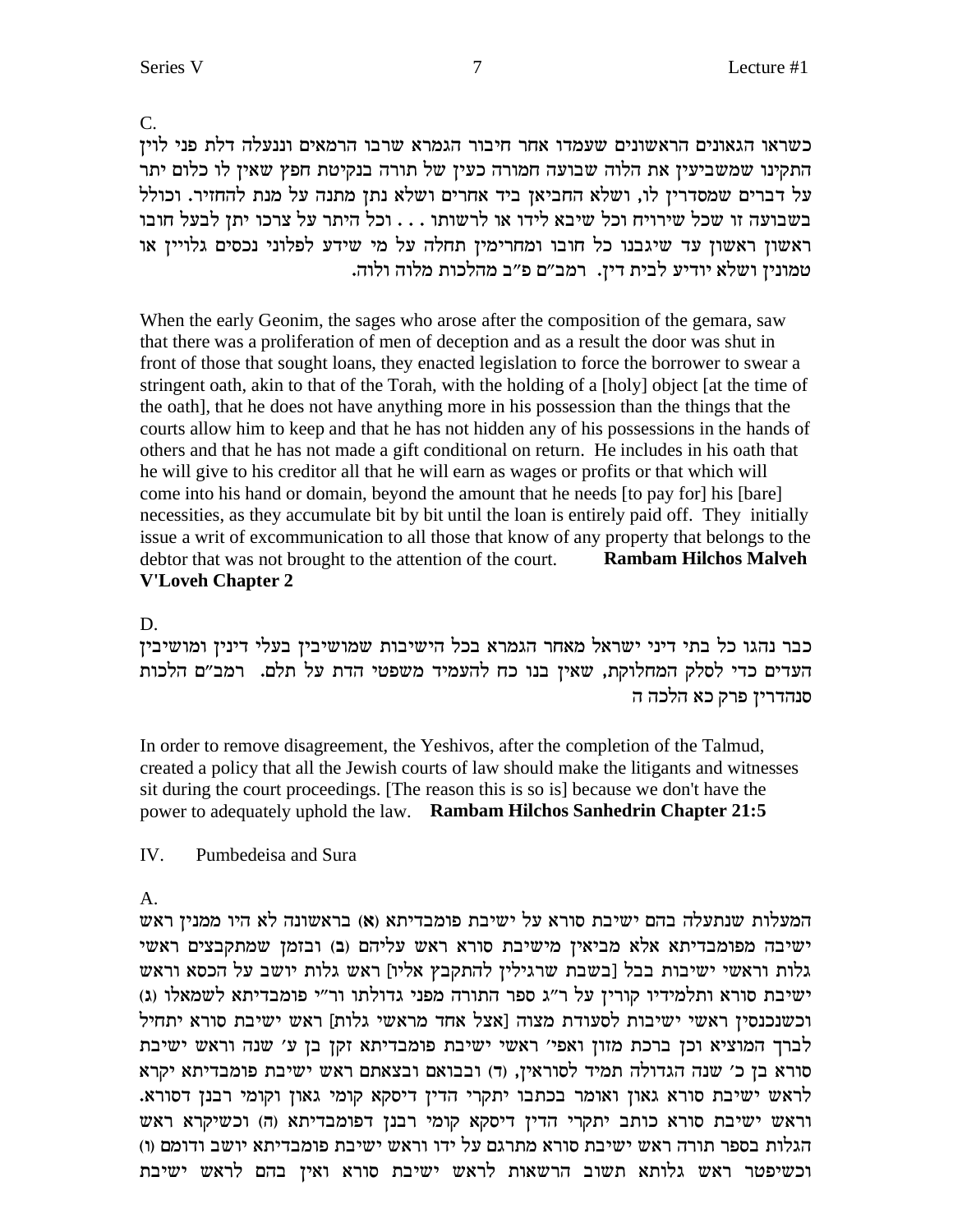C.

כשראו הגאונים הראשונים שעמדו אחר חיבור הגמרא שרבו הרמאים וננעלה דלת פני לוין התקינו שמשביעין את הלוה שבועה חמורה כעין של תורה בנקיטת חפץ שאין לו כלום יתר על דברים שמסדרין לו, ושלא החביאן ביד אחרים ושלא נתן מתנה על מנת להחזיר. וכולל בשבועה זו שכל שירויח וכל שיבא לידו או לרשותו . . . וכל היתר על צרכו יתן לבעל חובו ראשון ראשון עד שיגבנו כל חובו ומחרימין תחלה על מי שידע לפלוני נכסים גלויין או טמונין ושלא יודיע לבית דין. רמב"ם פ"ב מהלכות מלוה ולוה.

When the early Geonim, the sages who arose after the composition of the gemara, saw that there was a proliferation of men of deception and as a result the door was shut in front of those that sought loans, they enacted legislation to force the borrower to swear a stringent oath, akin to that of the Torah, with the holding of a [holy] object [at the time of the oath], that he does not have anything more in his possession than the things that the courts allow him to keep and that he has not hidden any of his possessions in the hands of others and that he has not made a gift conditional on return. He includes in his oath that he will give to his creditor all that he will earn as wages or profits or that which will come into his hand or domain, beyond the amount that he needs [to pay for] his [bare] necessities, as they accumulate bit by bit until the loan is entirely paid off. They initially issue a writ of excommunication to all those that know of any property that belongs to the debtor that was not brought to the attention of the court. **Rambam Hilchos Malveh V'Loveh Chapter 2**

D.

כבר נהגו כל בתי דיני ישראל מאחר הגמרא בכל הישיבות שמושיבין בעלי דינין ומושיבין העדים כדי לסלק המחלוקת, שאין בנו כח להעמיד משפטי הדת על תלם. רמב"ם הלכות סנהדרין פרק כא הלכה ה

In order to remove disagreement, the Yeshivos, after the completion of the Talmud, created a policy that all the Jewish courts of law should make the litigants and witnesses sit during the court proceedings. [The reason this is so is] because we don't have the power to adequately uphold the law. **Rambam Hilchos Sanhedrin Chapter 21:5**

IV. Pumbedeisa and Sura

A.

המעלות שנתעלה בהם ישיבת סורא על ישיבת פומבדיתא (א) בראשונה לא היו ממנין ראש ישיבה מפומבדיתא אלא מביאין מישיבת סורא ראש עליהם (ב) ובזמן שמתקבצים ראשי גלות וראשי ישיבות בבל [בשבת שרגילין להתקבץ אליו] ראש גלות יושב על הכסא וראש ישיבת סורא ותלמידיו קורין על ר"ג ספר התורה מפני גדולתו ור"י פומבדיתא לשמאלו (ג) וכשנכנסין ראשי ישיבות לסעודת מצוה [אצל אחד מראשי גלות] ראש ישיבת סורא יתחיל לברך המוציא וכן ברכת מזון ואפי' ראשי ישיבת פומבדיתא זקן בן ע' שנה וראש ישיבת סורא בן כ' שנה הגדולה תמיד לסוראין, (ד) ובבואם ובצאתם ראש ישיבת פומבדיתא יקרא לראש ישיבת סורא גאון ואומר בכתבו יתקרי הדין דיסקא קומי גאון וקומי רבנן דסורא. וראש ישיבת סורא כותב יתקרי הדין דיסקא קומי רבנן דפומבדיתא (ה) וכשיקרא ראש הגלות בספר תורה ראש ישיבת סורא מתרגם על ידו וראש ישיבת פומבדיתא יושב ודומם (ו) וכשיפטר ראש גלותא תשוב הרשאות לראש ישיבת סורא ואין בהם לראש ישיבת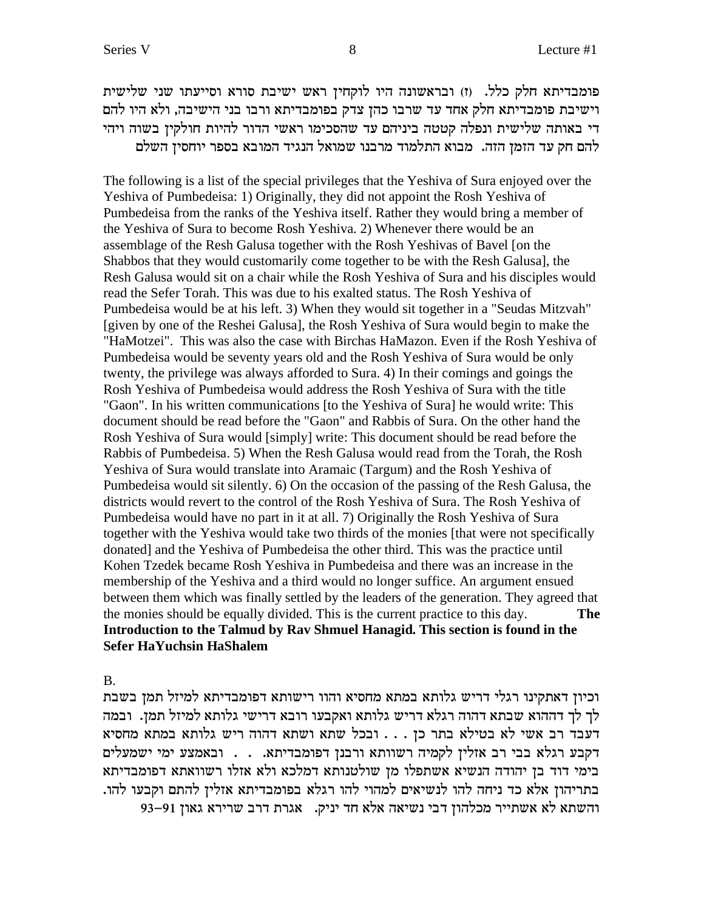פומבדיתא חלק כלל. (ז) ובראשונה היו לוקחין ראש ישיבת סורא וסייעתו שני שלישית וישיבת פומבדיתא חלק אחד עד שרבו כהן צדק בפומבדיתא ורבו בני הישיבה, ולא היו להם די באותה שלישית ונפלה קטטה ביניהם עד שהסכימו ראשי הדור להיות חולקין בשוה ויהי להם חק עד הזמן הזה. מבוא התלמוד מרבנו שמואל הנגיד המובא בספר יוחסין השלם

The following is a list of the special privileges that the Yeshiva of Sura enjoyed over the Yeshiva of Pumbedeisa: 1) Originally, they did not appoint the Rosh Yeshiva of Pumbedeisa from the ranks of the Yeshiva itself. Rather they would bring a member of the Yeshiva of Sura to become Rosh Yeshiva. 2) Whenever there would be an assemblage of the Resh Galusa together with the Rosh Yeshivas of Bavel [on the Shabbos that they would customarily come together to be with the Resh Galusa], the Resh Galusa would sit on a chair while the Rosh Yeshiva of Sura and his disciples would read the Sefer Torah. This was due to his exalted status. The Rosh Yeshiva of Pumbedeisa would be at his left. 3) When they would sit together in a "Seudas Mitzvah" [given by one of the Reshei Galusa], the Rosh Yeshiva of Sura would begin to make the "HaMotzei". This was also the case with Birchas HaMazon. Even if the Rosh Yeshiva of Pumbedeisa would be seventy years old and the Rosh Yeshiva of Sura would be only twenty, the privilege was always afforded to Sura. 4) In their comings and goings the Rosh Yeshiva of Pumbedeisa would address the Rosh Yeshiva of Sura with the title "Gaon". In his written communications [to the Yeshiva of Sura] he would write: This document should be read before the "Gaon" and Rabbis of Sura. On the other hand the Rosh Yeshiva of Sura would [simply] write: This document should be read before the Rabbis of Pumbedeisa. 5) When the Resh Galusa would read from the Torah, the Rosh Yeshiva of Sura would translate into Aramaic (Targum) and the Rosh Yeshiva of Pumbedeisa would sit silently. 6) On the occasion of the passing of the Resh Galusa, the districts would revert to the control of the Rosh Yeshiva of Sura. The Rosh Yeshiva of Pumbedeisa would have no part in it at all. 7) Originally the Rosh Yeshiva of Sura together with the Yeshiva would take two thirds of the monies [that were not specifically donated] and the Yeshiva of Pumbedeisa the other third. This was the practice until Kohen Tzedek became Rosh Yeshiva in Pumbedeisa and there was an increase in the membership of the Yeshiva and a third would no longer suffice. An argument ensued between them which was finally settled by the leaders of the generation. They agreed that the monies should be equally divided. This is the current practice to this day. **The Introduction to the Talmud by Rav Shmuel Hanagid. This section is found in the Sefer HaYuchsin HaShalem**

B.

וכיון דאתקינו רגלי דריש גלותא במתא מחסיא והוו רישותא דפומבדיתא למיזל תמן בשבת לך לך דההוא שבתא דהוה רגלא דריש גלותא ואקבעו רובא דרישי גלותא למיזל תמן. ובמה דעבד רב אשי לא בטילא בתר כן . . . ובכל שתא ושתא דהוה ריש גלותא במתא מחסיא דקבע רגלא בבי רב אזלין לקמיה רשוותא ורבנן דפומבדיתא. . . ובאמצע ימי ישמעלים בימי דוד בן יהודה הנשיא אשתפלו מן שולטנותא דמלכא ולא אזלו רשוואתא דפומבדיתא בתריהון אלא כד ניחה להו לנשיאים למהוי להו רגלא בפומבדיתא אזלין להתם וקבעו להו. והשתא לא אשתייר מכלהון דבי נשיאה אלא חד יניק. אגרת דרב שרירא גאון 91–93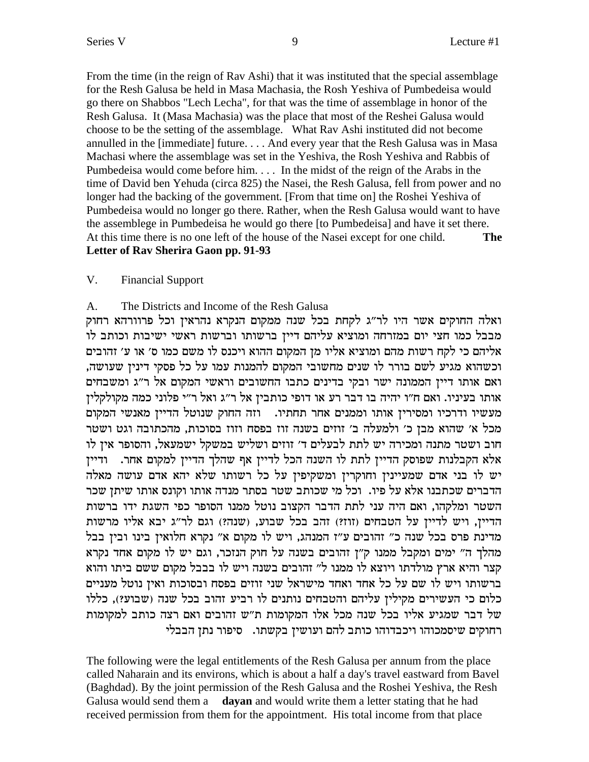From the time (in the reign of Rav Ashi) that it was instituted that the special assemblage for the Resh Galusa be held in Masa Machasia, the Rosh Yeshiva of Pumbedeisa would go there on Shabbos "Lech Lecha", for that was the time of assemblage in honor of the Resh Galusa. It (Masa Machasia) was the place that most of the Reshei Galusa would choose to be the setting of the assemblage. What Rav Ashi instituted did not become annulled in the [immediate] future. . . . And every year that the Resh Galusa was in Masa Machasi where the assemblage was set in the Yeshiva, the Rosh Yeshiva and Rabbis of Pumbedeisa would come before him. . . . In the midst of the reign of the Arabs in the time of David ben Yehuda (circa 825) the Nasei, the Resh Galusa, fell from power and no longer had the backing of the government. [From that time on] the Roshei Yeshiva of Pumbedeisa would no longer go there. Rather, when the Resh Galusa would want to have the assemblege in Pumbedeisa he would go there [to Pumbedeisa] and have it set there. At this time there is no one left of the house of the Nasei except for one child. **The Letter of Rav Sherira Gaon pp. 91-93**

V. Financial Support

A. The Districts and Income of the Resh Galusa

ואלה החוקים אשר היו לר"ג לקחת בכל שנה ממקום הנקרא נהראין וכל פרוורהא רחוק מבבל כמו חצי יום במזרחה ומוציא עליהם דיין ברשותו וברשות ראשי ישיבות וכותב לו אליהם כי לקח רשות מהם ומוציא אליו מן המקום ההוא ויכנס לו משם כמו ס' או ע' זהובים וכשהוא מגיע לשם בורר לו שנים מחשובי המקום להמנות עמו על כל פסקי דינין שעושה, ואם אותו דיין הממונה ישר ובקי בדינים כתבו החשובים וראשי המקום אל ר"ג ומשבחים אותו בעיניו. ואם ח"ו יהיה בו דבר רע או דופי כותבין אל ר"ג ואל ר"י פלוני כמה מקולקלין מעשיו ודרכיו ומסירין אותו וממנים אחר תחתיו. וזה החוק שנוטל הדיין מאנשי המקום מכל א' שהוא מבן כ' ולמעלה ב' זוזים בשנה זוז בפסח וזוז בסוכות, מהכתובה וגט ושטר חוב ושטר מתנה ומכירה יש לתת לבעלים ד' זוזים ושליש במשקל ישמעאל, והסופר אין לו אלא הקבלנות שפוסק הדיין לתת לו השנה הכל לדיין אף שהלך הדיין למקום אחר. ודיין יש לו בני אדם שמעיינין וחוקרין ומשקיפין על כל רשותו שלא יהא אדם עושה מאלה הדברים שכתבנו אלא על פיו. וכל מי שכותב שטר בסתר מנדה אותו וקונס אותו שיתן שכר השטר ומלקהו, ואם היה עני לתת הדבר הקצוב נוטל ממנו הסופר כפי השגת ידו ברשות הדיין, ויש לדיין על הטבחים (זוז?) זהב בכל שבוע, (שנה?) וגם לר"ג יבא אליו מרשות מדינת פרס בכל שנה כ" זהובים ע"ז המנהג, ויש לו מקום א" נקרא חלואין בינו ובין בבל מהלך ה" ימים ומקבל ממנו ק"ן זהובים בשנה על חוק הנזכר, וגם יש לו מקום אחד נקרא קצר והיא ארץ מולדתו ויוצא לו ממנו ל" זהובים בשנה ויש לו בבבל מקום ששם ביתו והוא ברשותו ויש לו שם על כל אחד ואחד מישראל שני זוזים בפסח ובסוכות ואין נוטל מעניים כלום כי העשירים מקילין עליהם והטבחים נותנים לו רביע זהוב בכל שנה (שבוע?), כללו של דבר שמגיע אליו בכל שנה מכל אלו המקומות ת"ש זהובים ואם רצה כותב למקומות רחוקים שיסמכוהו ויכבדוהו כותב להם ועושין בקשתו. סיפור נתן הבבלי

The following were the legal entitlements of the Resh Galusa per annum from the place called Naharain and its environs, which is about a half a day's travel eastward from Bavel (Baghdad). By the joint permission of the Resh Galusa and the Roshei Yeshiva, the Resh Galusa would send them a **dayan** and would write them a letter stating that he had received permission from them for the appointment. His total income from that place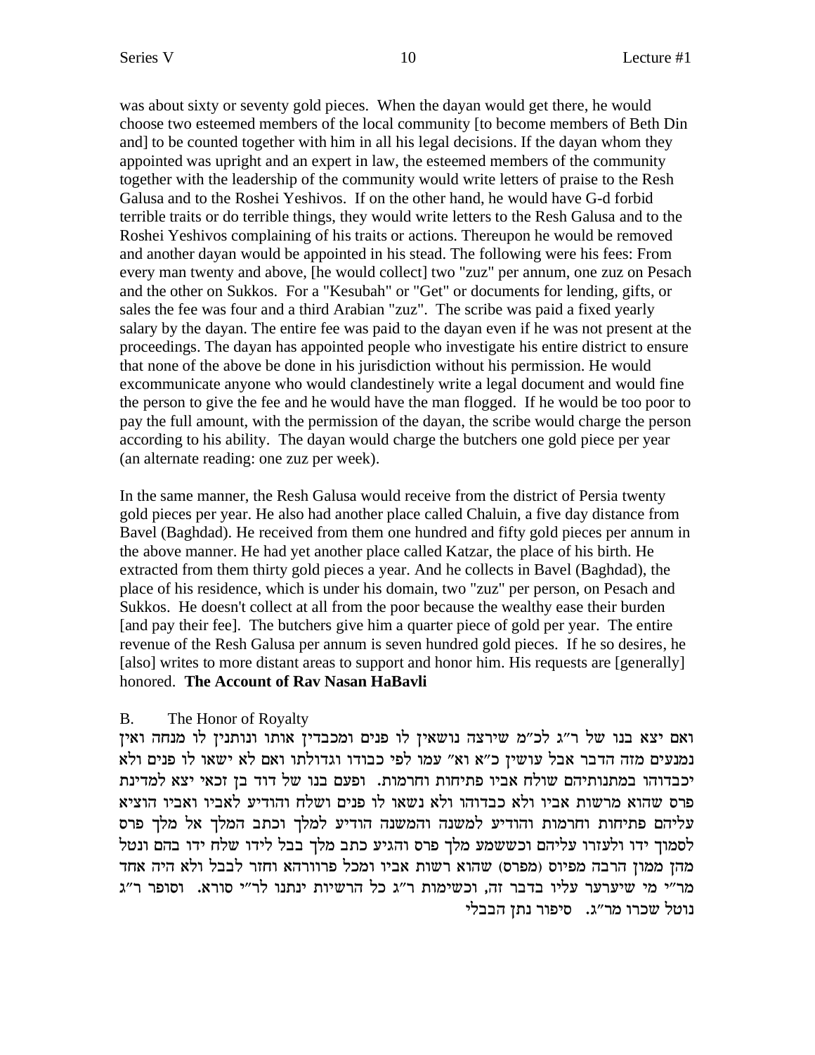was about sixty or seventy gold pieces. When the dayan would get there, he would choose two esteemed members of the local community [to become members of Beth Din and] to be counted together with him in all his legal decisions. If the dayan whom they appointed was upright and an expert in law, the esteemed members of the community together with the leadership of the community would write letters of praise to the Resh Galusa and to the Roshei Yeshivos. If on the other hand, he would have G-d forbid terrible traits or do terrible things, they would write letters to the Resh Galusa and to the Roshei Yeshivos complaining of his traits or actions. Thereupon he would be removed and another dayan would be appointed in his stead. The following were his fees: From every man twenty and above, [he would collect] two "zuz" per annum, one zuz on Pesach and the other on Sukkos. For a "Kesubah" or "Get" or documents for lending, gifts, or sales the fee was four and a third Arabian "zuz". The scribe was paid a fixed yearly salary by the dayan. The entire fee was paid to the dayan even if he was not present at the proceedings. The dayan has appointed people who investigate his entire district to ensure that none of the above be done in his jurisdiction without his permission. He would excommunicate anyone who would clandestinely write a legal document and would fine the person to give the fee and he would have the man flogged. If he would be too poor to pay the full amount, with the permission of the dayan, the scribe would charge the person according to his ability. The dayan would charge the butchers one gold piece per year (an alternate reading: one zuz per week).

In the same manner, the Resh Galusa would receive from the district of Persia twenty gold pieces per year. He also had another place called Chaluin, a five day distance from Bavel (Baghdad). He received from them one hundred and fifty gold pieces per annum in the above manner. He had yet another place called Katzar, the place of his birth. He extracted from them thirty gold pieces a year. And he collects in Bavel (Baghdad), the place of his residence, which is under his domain, two "zuz" per person, on Pesach and Sukkos. He doesn't collect at all from the poor because the wealthy ease their burden [and pay their fee]. The butchers give him a quarter piece of gold per year. The entire revenue of the Resh Galusa per annum is seven hundred gold pieces. If he so desires, he [also] writes to more distant areas to support and honor him. His requests are [generally] honored. **The Account of Rav Nasan HaBavli**

B. The Honor of Royalty

ואם יצא בנו של ר"ג לכ"מ שירצה נושאין לו פנים ומכבדין אותו ונותנין לו מנחה ואין נמנעים מזה הדבר אבל עושין כ"א וא" עמו לפי כבודו וגדולתו ואם לא ישאו לו פנים ולא יכבדוהו במתנותיהם שולח אביו פתיחות וחרמות. ופעם בנו של דוד בן זכאי יצא למדינת פרס שהוא מרשות אביו ולא כבדוהו ולא נשאו לו פנים ושלח והודיע לאביו ואביו הוציא עליהם פתיחות וחרמות והודיע למשנה והמשנה הודיע למלך וכתב המלך אל מלך פרס לסמוך ידו ולעזרו עליהם וכששמע מלך פרס והגיע כתב מלך בבל לידו שלח ידו בהם ונטל מהן ממון הרבה מפיוס (מפרס) שהוא רשות אביו ומכל פרוורהא וחזר לבבל ולא היה אחד מר"י מי שיערער עליו בדבר זה, וכשימות ר"ג כל הרשיות ינתנו לר"י סורא. וסופר ר"ג נוטל שכרו מר"ג. סיפור נתן הבבלי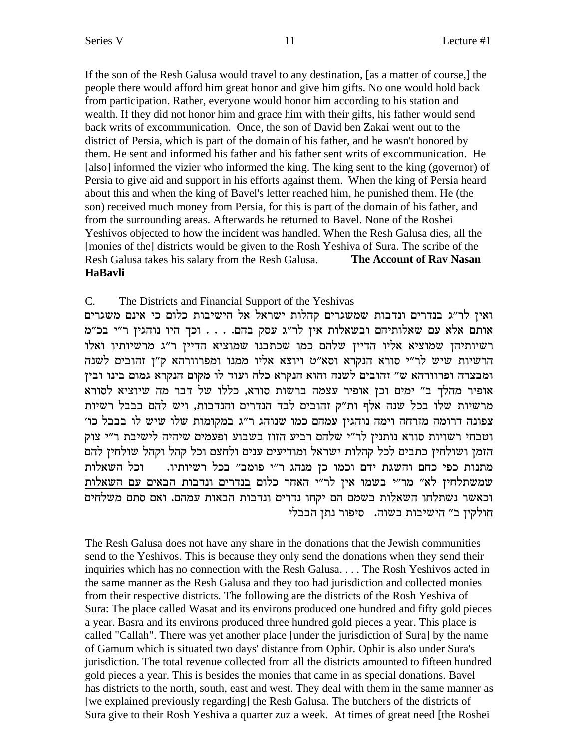If the son of the Resh Galusa would travel to any destination, [as a matter of course,] the people there would afford him great honor and give him gifts. No one would hold back from participation. Rather, everyone would honor him according to his station and wealth. If they did not honor him and grace him with their gifts, his father would send back writs of excommunication. Once, the son of David ben Zakai went out to the district of Persia, which is part of the domain of his father, and he wasn't honored by them. He sent and informed his father and his father sent writs of excommunication. He [also] informed the vizier who informed the king. The king sent to the king (governor) of Persia to give aid and support in his efforts against them. When the king of Persia heard about this and when the king of Bavel's letter reached him, he punished them. He (the son) received much money from Persia, for this is part of the domain of his father, and from the surrounding areas. Afterwards he returned to Bavel. None of the Roshei Yeshivos objected to how the incident was handled. When the Resh Galusa dies, all the [monies of the] districts would be given to the Rosh Yeshiva of Sura. The scribe of the Resh Galusa takes his salary from the Resh Galusa. **The Account of Rav Nasan HaBavli**

C. The Districts and Financial Support of the Yeshivas

ואין לר"ג בנדרים ונדבות שמשגרים קהלות ישראל אל הישיבות כלום כי אינם משגרים אותם אלא עם שאלותיהם ובשאלות אין לר"ג עסק בהם. . . . וכך היו נוהגין ר"י בכ"מ רשיותיהן שמוציא אליו הדיין שלהם כמו שכתבנו שמוציא הדיין ר"ג מרשיותיו ואלו הרשיות שיש לר"י סורא הנקרא וסא"ט ויוצא אליו ממנו ומפרוורהא ק"ן זהובים לשנה ומבצרה ופרוורהא ש" זהובים לשנה והוא הנקרא כלה ועוד לו מקום הנקרא גמום בינו ובין אופיר מהלך ב" ימים וכן אופיר עצמה ברשות סורא, כללו של דבר מה שיוציא לסורא מרשיות שלו בכל שנה אלף ות"ק זהובים לבד הנדרים והנדבות, ויש להם בבבל רשיות צפונה דרומה מזרחה וימה נוהגין עמהם כמו שנוהג ר"ג במקומות שלו שיש לו בבבל כו' וטבחי רשויות סורא נותנין לר"י שלהם רביע הזוז בשבוע ופעמים שיהיה לישיבת ר"י צוק הזמן ושולחין כתבים לכל קהלות ישראל ומודיעים ענים ולחצם וכל קהל וקהל שולחין להם מתנות כפי כחם והשגת ידם וכמו כן מנהג ר"י פומב" בכל רשיותיו. וכל השאלות שמשתלחין לא" מר"י בשמו אין לר"י האחר כלום <u>בנדרים ונדבות הבאים עם השאלות</u> וכאשר נשתלחו השאלות בשמם הם יקחו נדרים ונדבות הבאות עמהם. ואם סתם משלחים חולקין ב" הישיבות בשוה. סיפור נתן הבבלי

The Resh Galusa does not have any share in the donations that the Jewish communities send to the Yeshivos. This is because they only send the donations when they send their inquiries which has no connection with the Resh Galusa. . . . The Rosh Yeshivos acted in the same manner as the Resh Galusa and they too had jurisdiction and collected monies from their respective districts. The following are the districts of the Rosh Yeshiva of Sura: The place called Wasat and its environs produced one hundred and fifty gold pieces a year. Basra and its environs produced three hundred gold pieces a year. This place is called "Callah". There was yet another place [under the jurisdiction of Sura] by the name of Gamum which is situated two days' distance from Ophir. Ophir is also under Sura's jurisdiction. The total revenue collected from all the districts amounted to fifteen hundred gold pieces a year. This is besides the monies that came in as special donations. Bavel has districts to the north, south, east and west. They deal with them in the same manner as [we explained previously regarding] the Resh Galusa. The butchers of the districts of Sura give to their Rosh Yeshiva a quarter zuz a week. At times of great need [the Roshei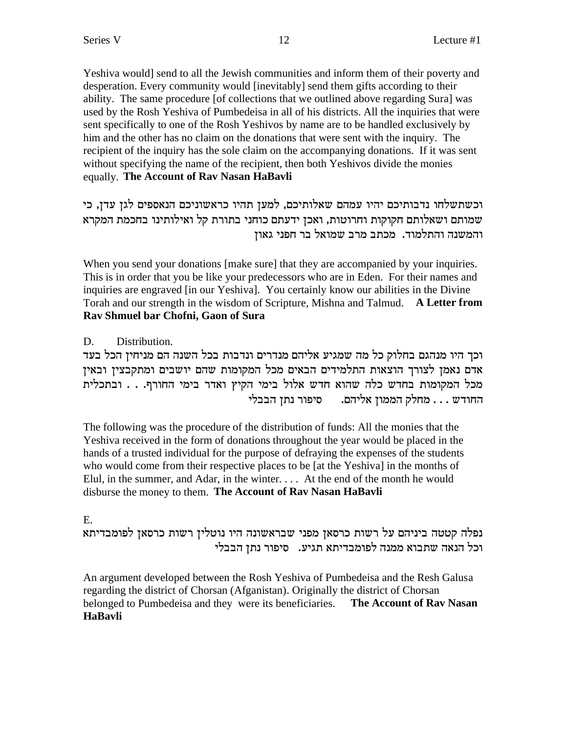Yeshiva would] send to all the Jewish communities and inform them of their poverty and desperation. Every community would [inevitably] send them gifts according to their ability. The same procedure [of collections that we outlined above regarding Sura] was used by the Rosh Yeshiva of Pumbedeisa in all of his districts. All the inquiries that were sent specifically to one of the Rosh Yeshivos by name are to be handled exclusively by him and the other has no claim on the donations that were sent with the inquiry. The recipient of the inquiry has the sole claim on the accompanying donations. If it was sent without specifying the name of the recipient, then both Yeshivos divide the monies equally. **The Account of Rav Nasan HaBavli**

וכשתשלחו נדבותיכם יהיו עמהם שאלותיכם, למען תהיו כראשוניכם הנאספים לגן עדן, כי שמותם ושאלותם חקוקות וחרוטות, ואכן ידעתם כוחני בתורת קל ואילותינו בחכמת המקרא והמשנה והתלמוד. מכתב מרב שמואל בר חפני גאון

When you send your donations [make sure] that they are accompanied by your inquiries. This is in order that you be like your predecessors who are in Eden. For their names and inquiries are engraved [in our Yeshiva]. You certainly know our abilities in the Divine Torah and our strength in the wisdom of Scripture, Mishna and Talmud. **A Letter from Rav Shmuel bar Chofni, Gaon of Sura**

D. Distribution.

וכך היו מנהגם בחלוק כל מה שמגיע אליהם מנדרים ונדבות בכל השנה הם מניחין הכל בעד אדם נאמן לצורך הוצאות התלמידים הבאים מכל המקומות שהם יושבים ומתקבצין ובאין מכל המקומות בחדש כלה שהוא חדש אלול בימי הקיץ ואדר בימי החורף. . . ובתכלית החודש . . . מחלק הממון אליהם. סיפור נתן הבבלי

The following was the procedure of the distribution of funds: All the monies that the Yeshiva received in the form of donations throughout the year would be placed in the hands of a trusted individual for the purpose of defraying the expenses of the students who would come from their respective places to be [at the Yeshiva] in the months of Elul, in the summer, and Adar, in the winter. . . . At the end of the month he would disburse the money to them. **The Account of Rav Nasan HaBavli**

E.

נפלה קטטה ביניהם על רשות כרסאן מפני שבראשונה היו נוטלין רשות כרסאן לפומבדיתא וכל הנאה שתבוא ממנה לפומבדיתא תגיע. סיפור נתן הבבלי

An argument developed between the Rosh Yeshiva of Pumbedeisa and the Resh Galusa regarding the district of Chorsan (Afganistan). Originally the district of Chorsan belonged to Pumbedeisa and they were its beneficiaries. **The Account of Rav Nasan HaBavli**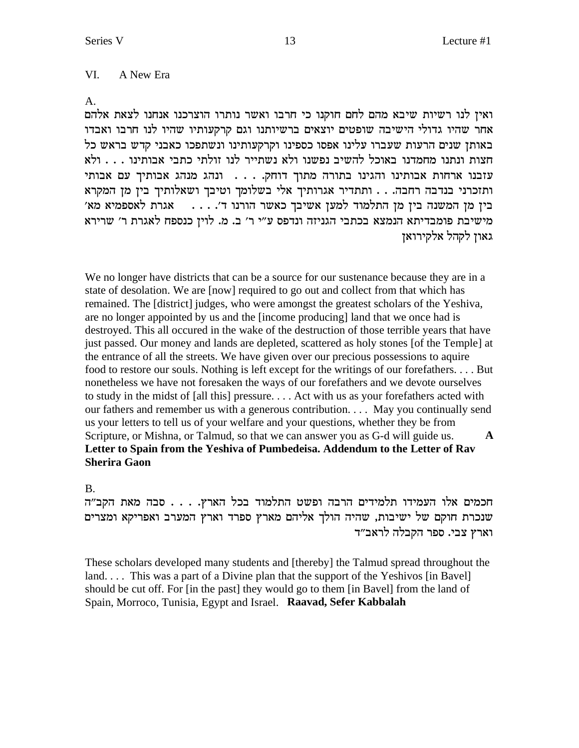## VI. A New Era

A.

ואין לנו רשיות שיבא מהם לחם חוקנו כי חרבו ואשר נותרו הוצרכנו אנחנו לצאת אלהם אחר שהיו גדולי הישיבה שופטים יוצאים ברשיותנו וגם קרקעותיו שהיו לנו חרבו ואבדו באותן שנים הרעות שעברו עלינו אפסו כספינו וקרקעותינו ונשתפכו כאבני קדש בראש כל חצות ונתנו מחמדנו באוכל להשיב נפשנו ולא נשתייר לנו זולתי כתבי אבותינו . . . ולא עזבנו ארחות אבותינו והגינו בתורה מתוך דוחק. . . . ונהג מנהג אבותיך עם אבותי ותזכרני בנדבה רחבה. . . ותתדיר אגרותיך אלי בשלומך וטיבך ושאלותיך בין מן המקרא בין מן המשנה בין מן התלמוד למען אשיבך כאשר הורנו ד׳. . . . אגרת לאספמיא מא׳ מישיבת פומבדיתא הנמצא בכתבי הגניזה ונדפס ע״י ר׳ ב. מ. לוין כנספח לאגרת ר׳ שרירא גאון לקהל אלקירואן

We no longer have districts that can be a source for our sustenance because they are in a state of desolation. We are [now] required to go out and collect from that which has remained. The [district] judges, who were amongst the greatest scholars of the Yeshiva, are no longer appointed by us and the [income producing] land that we once had is destroyed. This all occured in the wake of the destruction of those terrible years that have just passed. Our money and lands are depleted, scattered as holy stones [of the Temple] at the entrance of all the streets. We have given over our precious possessions to aquire food to restore our souls. Nothing is left except for the writings of our forefathers. . . . But nonetheless we have not foresaken the ways of our forefathers and we devote ourselves to study in the midst of [all this] pressure. . . . Act with us as your forefathers acted with our fathers and remember us with a generous contribution. . . . May you continually send us your letters to tell us of your welfare and your questions, whether they be from Scripture, or Mishna, or Talmud, so that we can answer you as G-d will guide us. **A Letter to Spain from the Yeshiva of Pumbedeisa. Addendum to the Letter of Rav Sherira Gaon**

B.

חכמים אלו העמידו תלמידים הרבה ופשט התלמוד בכל הארץ. . . . סבה מאת הקב״ה שנכרת חוקם של ישיבות, שהיה הולך אליהם מארץ ספרד וארץ המערב ואפריקא ומצרים וארץ צבי. ספר הקבלה לראב״ד

These scholars developed many students and [thereby] the Talmud spread throughout the land. . . . This was a part of a Divine plan that the support of the Yeshivos [in Bavel] should be cut off. For [in the past] they would go to them [in Bavel] from the land of Spain, Morroco, Tunisia, Egypt and Israel. **Raavad, Sefer Kabbalah**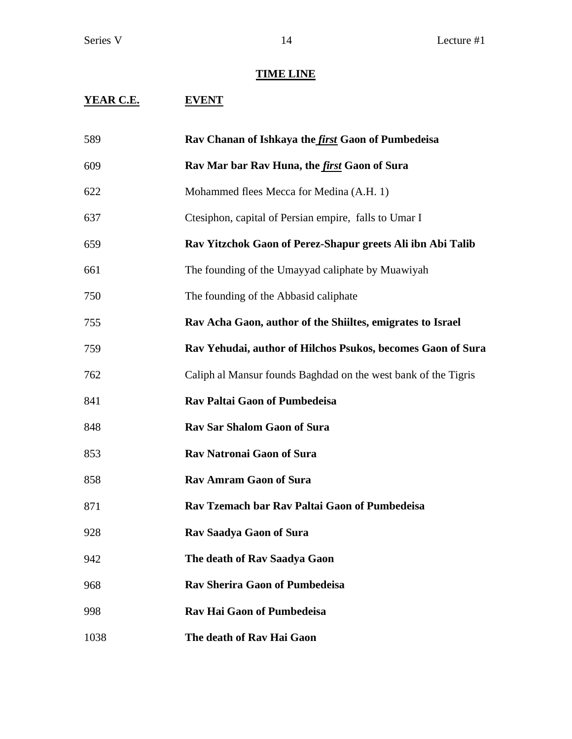## TIME LINE

| YEAR C.E. | EVENT |
|---|---|
| 589 | **Rav Chanan of Ishkaya the *first* Gaon of Pumbedeisa** |
| 609 | **Rav Mar bar Rav Huna, the *first* Gaon of Sura** |
| 622 | Mohammed flees Mecca for Medina (A.H. 1) |
| 637 | Ctesiphon, capital of Persian empire, falls to Umar I |
| 659 | **Rav Yitzchok Gaon of Perez-Shapur greets Ali ibn Abi Talib** |
| 661 | The founding of the Umayyad caliphate by Muawiyah |
| 750 | The founding of the Abbasid caliphate |
| 755 | **Rav Acha Gaon, author of the Shiiltes, emigrates to Israel** |
| 759 | **Rav Yehudai, author of Hilchos Psukos, becomes Gaon of Sura** |
| 762 | Caliph al Mansur founds Baghdad on the west bank of the Tigris |
| 841 | **Rav Paltai Gaon of Pumbedeisa** |
| 848 | **Rav Sar Shalom Gaon of Sura** |
| 853 | **Rav Natronai Gaon of Sura** |
| 858 | **Rav Amram Gaon of Sura** |
| 871 | **Rav Tzemach bar Rav Paltai Gaon of Pumbedeisa** |
| 928 | **Rav Saadya Gaon of Sura** |
| 942 | **The death of Rav Saadya Gaon** |
| 968 | **Rav Sherira Gaon of Pumbedeisa** |
| 998 | **Rav Hai Gaon of Pumbedeisa** |
| 1038 | **The death of Rav Hai Gaon** |